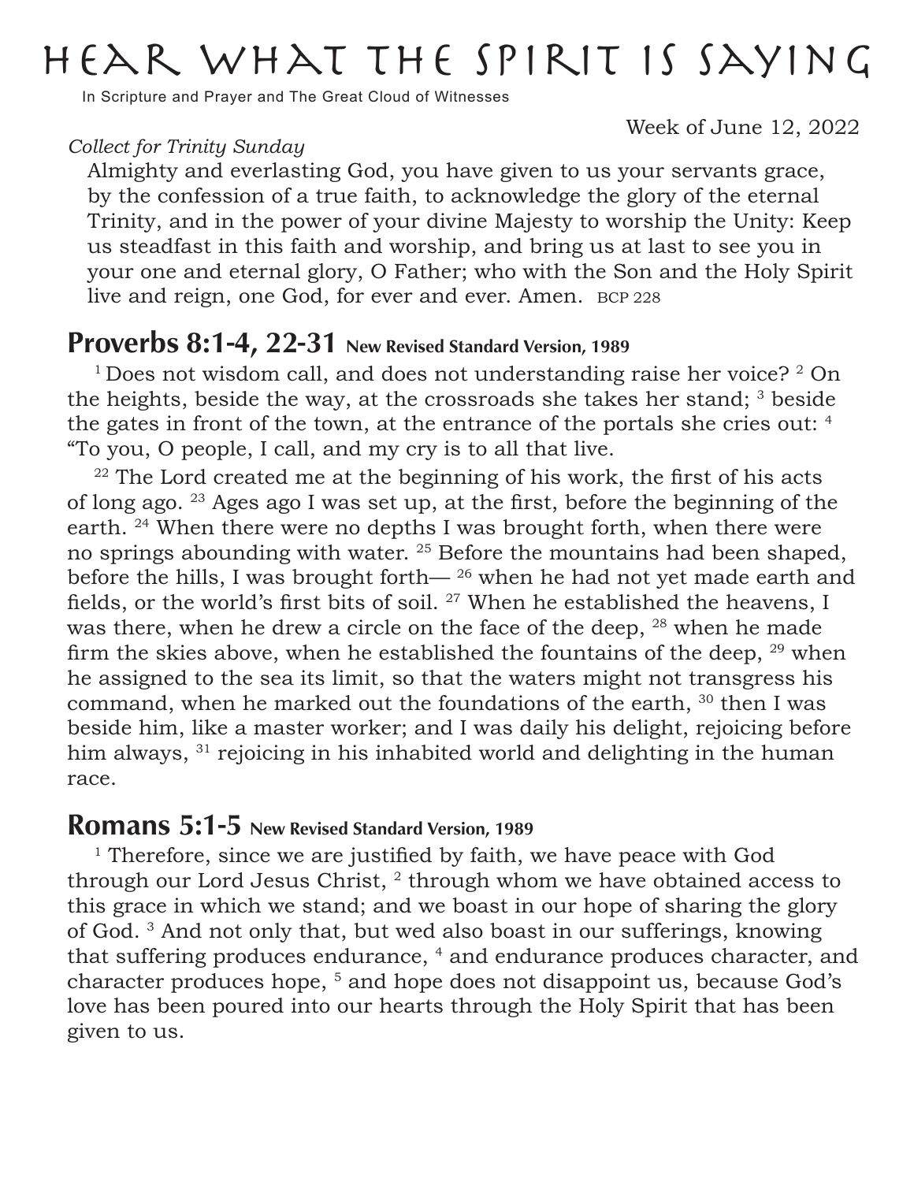# Hear What the Spirit is Saying

In Scripture and Prayer and The Great Cloud of Witnesses

Week of June 12, 2022

*Collect for Trinity Sunday*

Almighty and everlasting God, you have given to us your servants grace, by the confession of a true faith, to acknowledge the glory of the eternal Trinity, and in the power of your divine Majesty to worship the Unity: Keep us steadfast in this faith and worship, and bring us at last to see you in your one and eternal glory, O Father; who with the Son and the Holy Spirit live and reign, one God, for ever and ever. Amen. BCP 228

## Proverbs 8:1-4, 22-31 New Revised Standard Version, 1989

[1] Does not wisdom call, and does not understanding raise her voice? [2] On the heights, beside the way, at the crossroads she takes her stand; [3] beside the gates in front of the town, at the entrance of the portals she cries out: [4] "To you, O people, I call, and my cry is to all that live.

[22] The Lord created me at the beginning of his work, the first of his acts of long ago. [23] Ages ago I was set up, at the first, before the beginning of the earth. [24] When there were no depths I was brought forth, when there were no springs abounding with water. [25] Before the mountains had been shaped, before the hills, I was brought forth— [26] when he had not yet made earth and fields, or the world's first bits of soil. [27] When he established the heavens, I was there, when he drew a circle on the face of the deep, [28] when he made firm the skies above, when he established the fountains of the deep, [29] when he assigned to the sea its limit, so that the waters might not transgress his command, when he marked out the foundations of the earth, [30] then I was beside him, like a master worker; and I was daily his delight, rejoicing before him always, [31] rejoicing in his inhabited world and delighting in the human race.

## Romans 5:1-5 New Revised Standard Version, 1989

[1] Therefore, since we are justified by faith, we have peace with God through our Lord Jesus Christ, [2] through whom we have obtained access to this grace in which we stand; and we boast in our hope of sharing the glory of God. [3] And not only that, but wed also boast in our sufferings, knowing that suffering produces endurance, [4] and endurance produces character, and character produces hope, [5] and hope does not disappoint us, because God's love has been poured into our hearts through the Holy Spirit that has been given to us.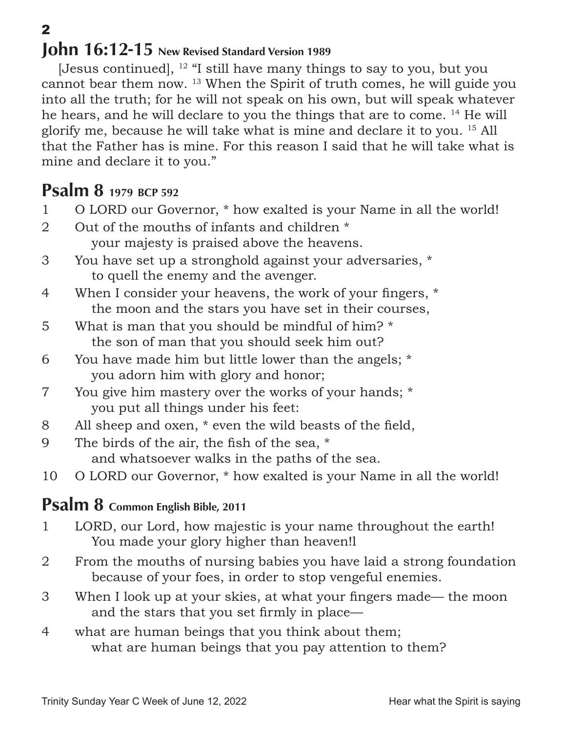## John 16:12-15 New Revised Standard Version 1989

[Jesus continued], [12] "I still have many things to say to you, but you cannot bear them now. [13] When the Spirit of truth comes, he will guide you into all the truth; for he will not speak on his own, but will speak whatever he hears, and he will declare to you the things that are to come. [14] He will glorify me, because he will take what is mine and declare it to you. [15] All that the Father has is mine. For this reason I said that he will take what is mine and declare it to you."

## Psalm 8 1979 BCP 592

1 O LORD our Governor, * how exalted is your Name in all the world!

2 Out of the mouths of infants and children *
    your majesty is praised above the heavens.

3 You have set up a stronghold against your adversaries, *
    to quell the enemy and the avenger.

4 When I consider your heavens, the work of your fingers, *
    the moon and the stars you have set in their courses,

5 What is man that you should be mindful of him? *
    the son of man that you should seek him out?

6 You have made him but little lower than the angels; *
    you adorn him with glory and honor;

7 You give him mastery over the works of your hands; *
    you put all things under his feet:

8 All sheep and oxen, * even the wild beasts of the field,

9 The birds of the air, the fish of the sea, *
    and whatsoever walks in the paths of the sea.

10 O LORD our Governor, * how exalted is your Name in all the world!

## Psalm 8 Common English Bible, 2011

1 LORD, our Lord, how majestic is your name throughout the earth!
    You made your glory higher than heaven!l

2 From the mouths of nursing babies you have laid a strong foundation
    because of your foes, in order to stop vengeful enemies.

3 When I look up at your skies, at what your fingers made— the moon
    and the stars that you set firmly in place—

4 what are human beings that you think about them;
    what are human beings that you pay attention to them?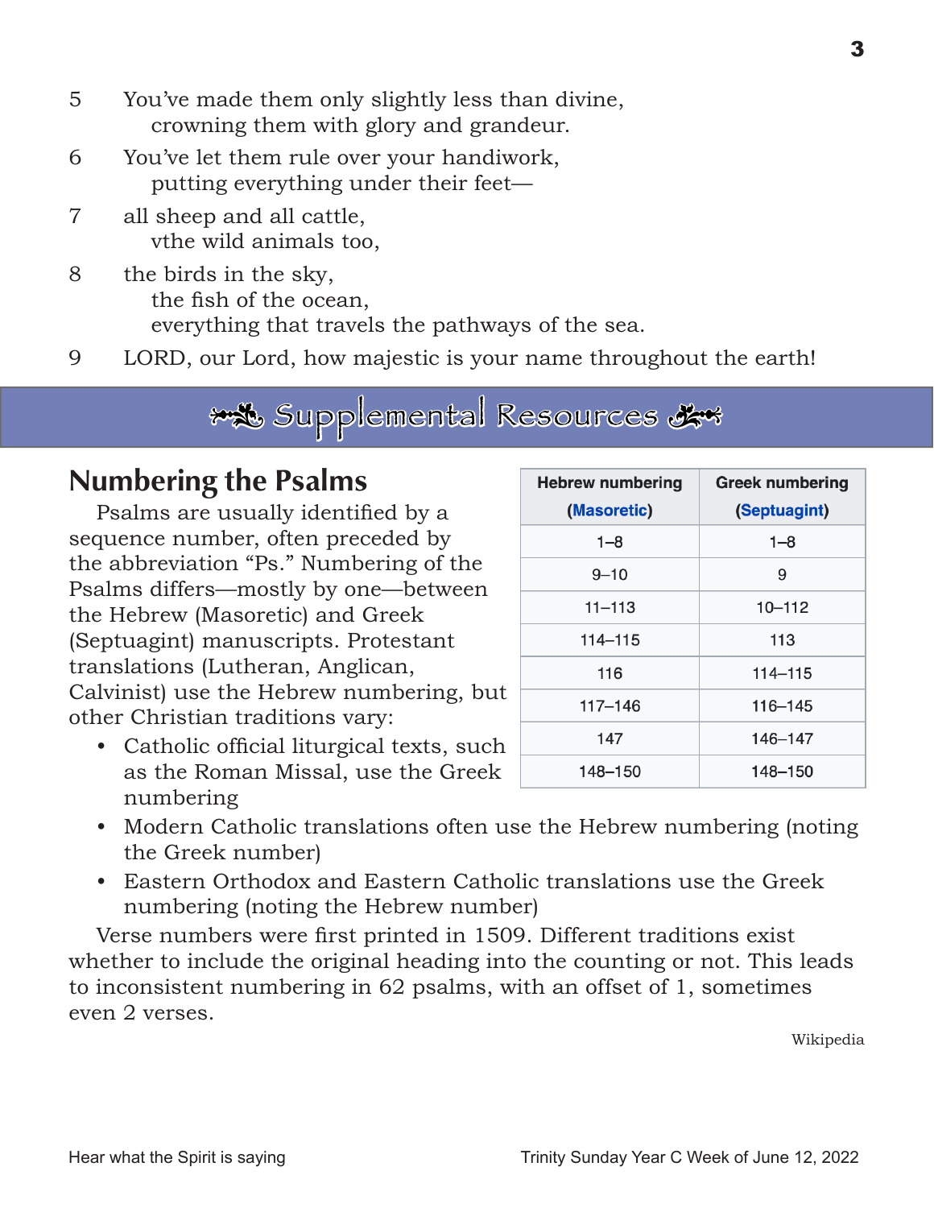5 You've made them only slightly less than divine,
  crowning them with glory and grandeur.

6 You've let them rule over your handiwork,
  putting everything under their feet—

7 all sheep and all cattle,
  vthe wild animals too,

8 the birds in the sky,
  the fish of the ocean,
  everything that travels the pathways of the sea.

9 LORD, our Lord, how majestic is your name throughout the earth!

## Supplemental Resources

### Numbering the Psalms

Psalms are usually identified by a sequence number, often preceded by the abbreviation "Ps." Numbering of the Psalms differs—mostly by one—between the Hebrew (Masoretic) and Greek (Septuagint) manuscripts. Protestant translations (Lutheran, Anglican, Calvinist) use the Hebrew numbering, but other Christian traditions vary:

| Hebrew numbering (Masoretic) | Greek numbering (Septuagint) |
|---|---|
| 1–8 | 1–8 |
| 9–10 | 9 |
| 11–113 | 10–112 |
| 114–115 | 113 |
| 116 | 114–115 |
| 117–146 | 116–145 |
| 147 | 146–147 |
| 148–150 | 148–150 |

- Catholic official liturgical texts, such as the Roman Missal, use the Greek numbering
- Modern Catholic translations often use the Hebrew numbering (noting the Greek number)
- Eastern Orthodox and Eastern Catholic translations use the Greek numbering (noting the Hebrew number)

Verse numbers were first printed in 1509. Different traditions exist whether to include the original heading into the counting or not. This leads to inconsistent numbering in 62 psalms, with an offset of 1, sometimes even 2 verses.

Wikipedia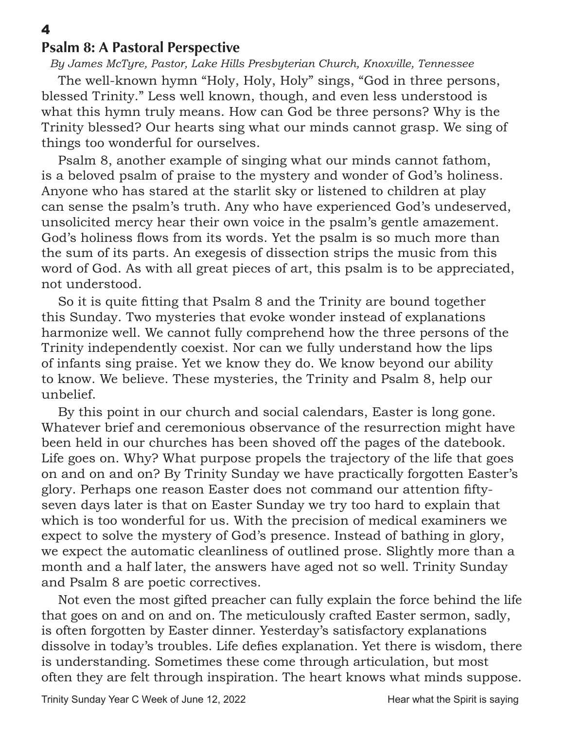## Psalm 8: A Pastoral Perspective

*By James McTyre, Pastor, Lake Hills Presbyterian Church, Knoxville, Tennessee*

The well-known hymn "Holy, Holy, Holy" sings, "God in three persons, blessed Trinity." Less well known, though, and even less understood is what this hymn truly means. How can God be three persons? Why is the Trinity blessed? Our hearts sing what our minds cannot grasp. We sing of things too wonderful for ourselves.

Psalm 8, another example of singing what our minds cannot fathom, is a beloved psalm of praise to the mystery and wonder of God's holiness. Anyone who has stared at the starlit sky or listened to children at play can sense the psalm's truth. Any who have experienced God's undeserved, unsolicited mercy hear their own voice in the psalm's gentle amazement. God's holiness flows from its words. Yet the psalm is so much more than the sum of its parts. An exegesis of dissection strips the music from this word of God. As with all great pieces of art, this psalm is to be appreciated, not understood.

So it is quite fitting that Psalm 8 and the Trinity are bound together this Sunday. Two mysteries that evoke wonder instead of explanations harmonize well. We cannot fully comprehend how the three persons of the Trinity independently coexist. Nor can we fully understand how the lips of infants sing praise. Yet we know they do. We know beyond our ability to know. We believe. These mysteries, the Trinity and Psalm 8, help our unbelief.

By this point in our church and social calendars, Easter is long gone. Whatever brief and ceremonious observance of the resurrection might have been held in our churches has been shoved off the pages of the datebook. Life goes on. Why? What purpose propels the trajectory of the life that goes on and on and on? By Trinity Sunday we have practically forgotten Easter's glory. Perhaps one reason Easter does not command our attention fifty-seven days later is that on Easter Sunday we try too hard to explain that which is too wonderful for us. With the precision of medical examiners we expect to solve the mystery of God's presence. Instead of bathing in glory, we expect the automatic cleanliness of outlined prose. Slightly more than a month and a half later, the answers have aged not so well. Trinity Sunday and Psalm 8 are poetic correctives.

Not even the most gifted preacher can fully explain the force behind the life that goes on and on and on. The meticulously crafted Easter sermon, sadly, is often forgotten by Easter dinner. Yesterday's satisfactory explanations dissolve in today's troubles. Life defies explanation. Yet there is wisdom, there is understanding. Sometimes these come through articulation, but most often they are felt through inspiration. The heart knows what minds suppose.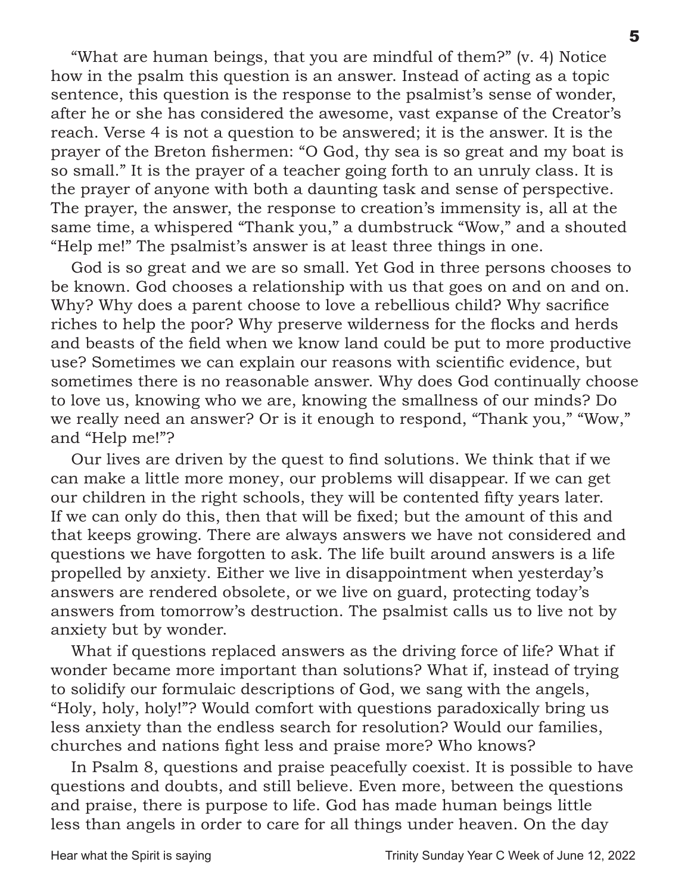"What are human beings, that you are mindful of them?" (v. 4) Notice how in the psalm this question is an answer. Instead of acting as a topic sentence, this question is the response to the psalmist's sense of wonder, after he or she has considered the awesome, vast expanse of the Creator's reach. Verse 4 is not a question to be answered; it is the answer. It is the prayer of the Breton fishermen: "O God, thy sea is so great and my boat is so small." It is the prayer of a teacher going forth to an unruly class. It is the prayer of anyone with both a daunting task and sense of perspective. The prayer, the answer, the response to creation's immensity is, all at the same time, a whispered "Thank you," a dumbstruck "Wow," and a shouted "Help me!" The psalmist's answer is at least three things in one.

God is so great and we are so small. Yet God in three persons chooses to be known. God chooses a relationship with us that goes on and on and on. Why? Why does a parent choose to love a rebellious child? Why sacrifice riches to help the poor? Why preserve wilderness for the flocks and herds and beasts of the field when we know land could be put to more productive use? Sometimes we can explain our reasons with scientific evidence, but sometimes there is no reasonable answer. Why does God continually choose to love us, knowing who we are, knowing the smallness of our minds? Do we really need an answer? Or is it enough to respond, "Thank you," "Wow," and "Help me!"?

Our lives are driven by the quest to find solutions. We think that if we can make a little more money, our problems will disappear. If we can get our children in the right schools, they will be contented fifty years later. If we can only do this, then that will be fixed; but the amount of this and that keeps growing. There are always answers we have not considered and questions we have forgotten to ask. The life built around answers is a life propelled by anxiety. Either we live in disappointment when yesterday's answers are rendered obsolete, or we live on guard, protecting today's answers from tomorrow's destruction. The psalmist calls us to live not by anxiety but by wonder.

What if questions replaced answers as the driving force of life? What if wonder became more important than solutions? What if, instead of trying to solidify our formulaic descriptions of God, we sang with the angels, "Holy, holy, holy!"? Would comfort with questions paradoxically bring us less anxiety than the endless search for resolution? Would our families, churches and nations fight less and praise more? Who knows?

In Psalm 8, questions and praise peacefully coexist. It is possible to have questions and doubts, and still believe. Even more, between the questions and praise, there is purpose to life. God has made human beings little less than angels in order to care for all things under heaven. On the day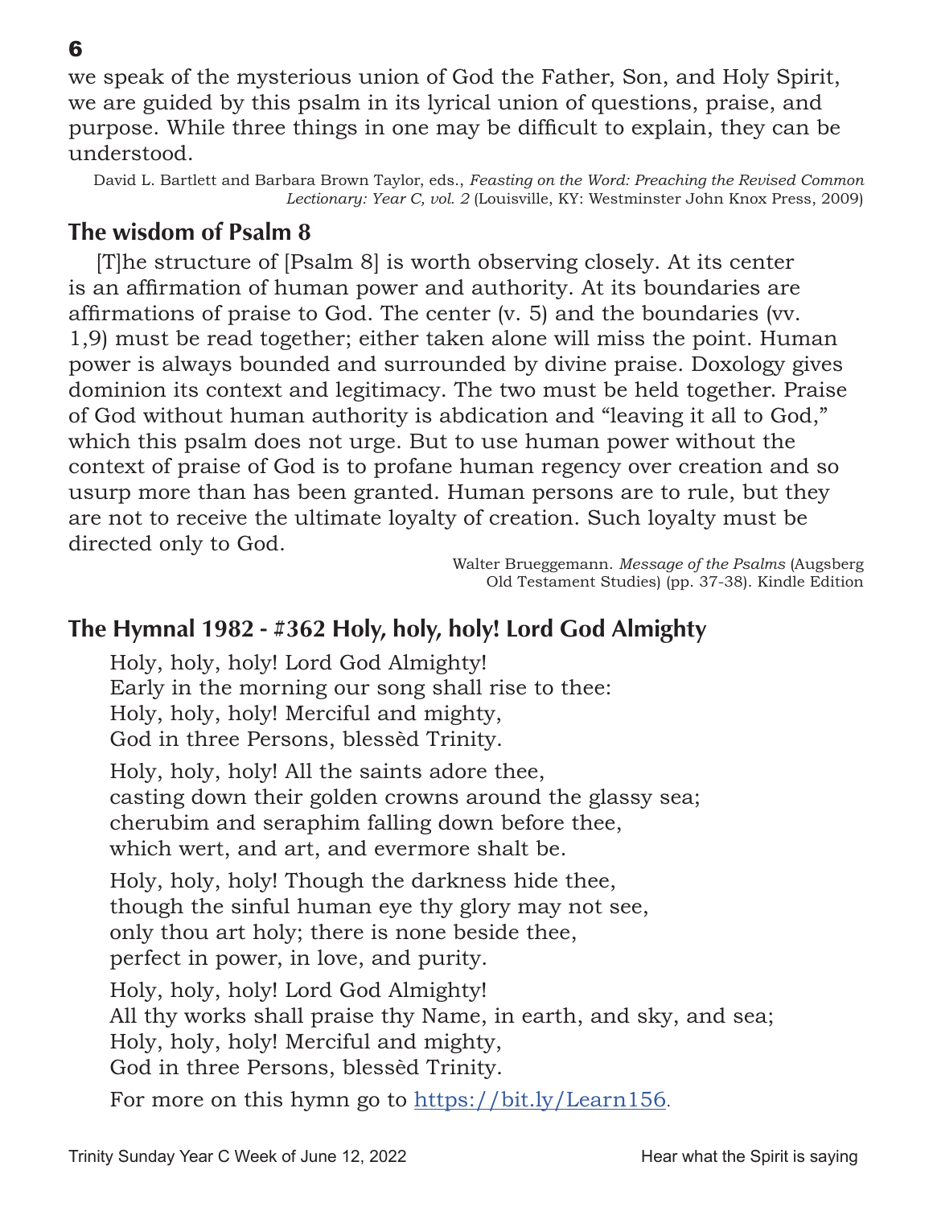we speak of the mysterious union of God the Father, Son, and Holy Spirit, we are guided by this psalm in its lyrical union of questions, praise, and purpose. While three things in one may be difficult to explain, they can be understood.

David L. Bartlett and Barbara Brown Taylor, eds., *Feasting on the Word: Preaching the Revised Common Lectionary: Year C, vol. 2* (Louisville, KY: Westminster John Knox Press, 2009)

## The wisdom of Psalm 8

[T]he structure of [Psalm 8] is worth observing closely. At its center is an affirmation of human power and authority. At its boundaries are affirmations of praise to God. The center (v. 5) and the boundaries (vv. 1,9) must be read together; either taken alone will miss the point. Human power is always bounded and surrounded by divine praise. Doxology gives dominion its context and legitimacy. The two must be held together. Praise of God without human authority is abdication and "leaving it all to God," which this psalm does not urge. But to use human power without the context of praise of God is to profane human regency over creation and so usurp more than has been granted. Human persons are to rule, but they are not to receive the ultimate loyalty of creation. Such loyalty must be directed only to God.

Walter Brueggemann. *Message of the Psalms* (Augsberg Old Testament Studies) (pp. 37-38). Kindle Edition

## The Hymnal 1982 - #362 Holy, holy, holy! Lord God Almighty

Holy, holy, holy! Lord God Almighty!
Early in the morning our song shall rise to thee:
Holy, holy, holy! Merciful and mighty,
God in three Persons, blessèd Trinity.

Holy, holy, holy! All the saints adore thee,
casting down their golden crowns around the glassy sea;
cherubim and seraphim falling down before thee,
which wert, and art, and evermore shalt be.

Holy, holy, holy! Though the darkness hide thee,
though the sinful human eye thy glory may not see,
only thou art holy; there is none beside thee,
perfect in power, in love, and purity.

Holy, holy, holy! Lord God Almighty!
All thy works shall praise thy Name, in earth, and sky, and sea;
Holy, holy, holy! Merciful and mighty,
God in three Persons, blessèd Trinity.

For more on this hymn go to https://bit.ly/Learn156.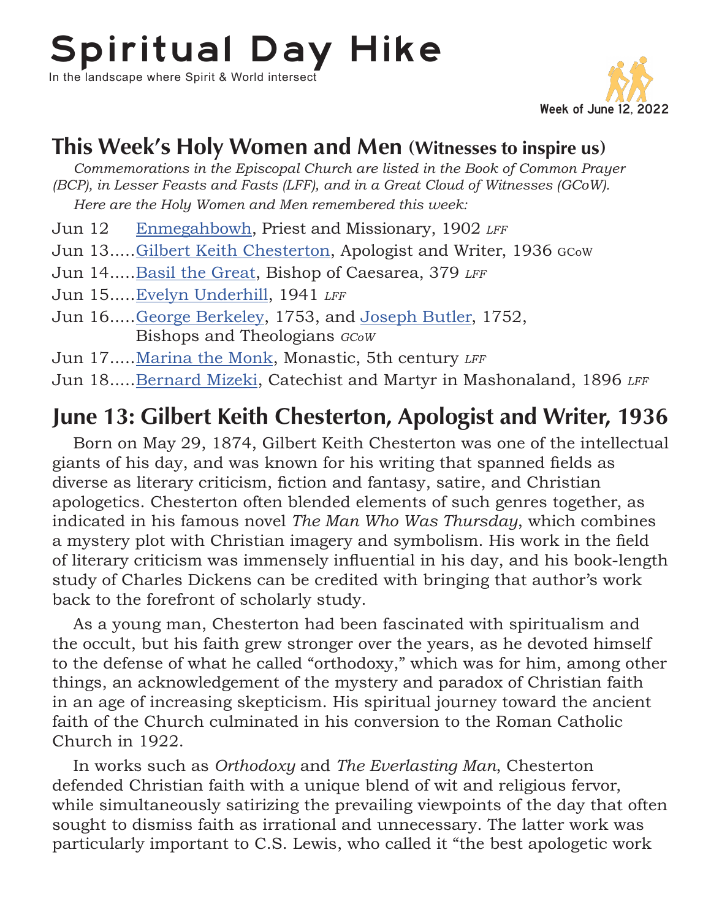# Spiritual Day Hike

In the landscape where Spirit & World intersect

**Week of June 12, 2022**

## This Week's Holy Women and Men (Witnesses to inspire us)

*Commemorations in the Episcopal Church are listed in the Book of Common Prayer (BCP), in Lesser Feasts and Fasts (LFF), and in a Great Cloud of Witnesses (GCoW).*

*Here are the Holy Women and Men remembered this week:*

Jun 12 Enmegahbowh, Priest and Missionary, 1902 *LFF*

Jun 13.....Gilbert Keith Chesterton, Apologist and Writer, 1936 GCoW

Jun 14.....Basil the Great, Bishop of Caesarea, 379 *LFF*

Jun 15.....Evelyn Underhill, 1941 *LFF*

Jun 16.....George Berkeley, 1753, and Joseph Butler, 1752, Bishops and Theologians *GCoW*

Jun 17.....Marina the Monk, Monastic, 5th century *LFF*

Jun 18.....Bernard Mizeki, Catechist and Martyr in Mashonaland, 1896 *LFF*

## June 13: Gilbert Keith Chesterton, Apologist and Writer, 1936

Born on May 29, 1874, Gilbert Keith Chesterton was one of the intellectual giants of his day, and was known for his writing that spanned fields as diverse as literary criticism, fiction and fantasy, satire, and Christian apologetics. Chesterton often blended elements of such genres together, as indicated in his famous novel *The Man Who Was Thursday*, which combines a mystery plot with Christian imagery and symbolism. His work in the field of literary criticism was immensely influential in his day, and his book-length study of Charles Dickens can be credited with bringing that author's work back to the forefront of scholarly study.

As a young man, Chesterton had been fascinated with spiritualism and the occult, but his faith grew stronger over the years, as he devoted himself to the defense of what he called "orthodoxy," which was for him, among other things, an acknowledgement of the mystery and paradox of Christian faith in an age of increasing skepticism. His spiritual journey toward the ancient faith of the Church culminated in his conversion to the Roman Catholic Church in 1922.

In works such as *Orthodoxy* and *The Everlasting Man*, Chesterton defended Christian faith with a unique blend of wit and religious fervor, while simultaneously satirizing the prevailing viewpoints of the day that often sought to dismiss faith as irrational and unnecessary. The latter work was particularly important to C.S. Lewis, who called it "the best apologetic work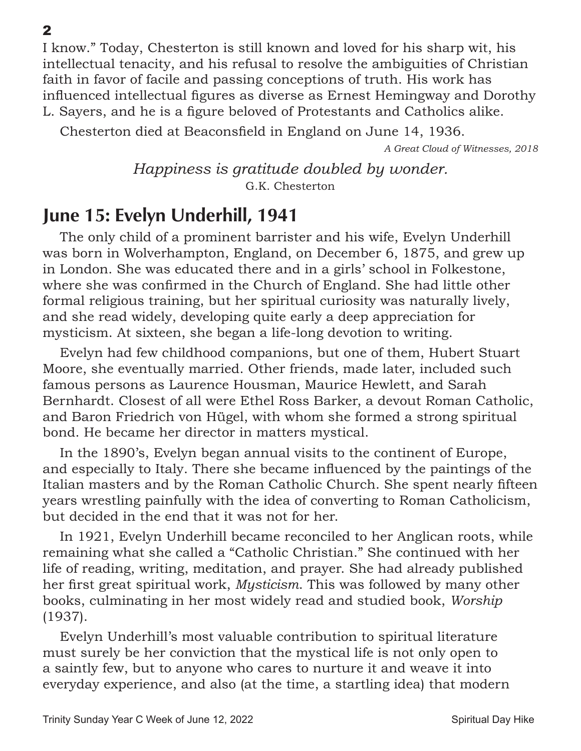I know." Today, Chesterton is still known and loved for his sharp wit, his intellectual tenacity, and his refusal to resolve the ambiguities of Christian faith in favor of facile and passing conceptions of truth. His work has influenced intellectual figures as diverse as Ernest Hemingway and Dorothy L. Sayers, and he is a figure beloved of Protestants and Catholics alike.

Chesterton died at Beaconsfield in England on June 14, 1936.

*A Great Cloud of Witnesses, 2018*

*Happiness is gratitude doubled by wonder.*
G.K. Chesterton

## June 15: Evelyn Underhill, 1941

The only child of a prominent barrister and his wife, Evelyn Underhill was born in Wolverhampton, England, on December 6, 1875, and grew up in London. She was educated there and in a girls' school in Folkestone, where she was confirmed in the Church of England. She had little other formal religious training, but her spiritual curiosity was naturally lively, and she read widely, developing quite early a deep appreciation for mysticism. At sixteen, she began a life-long devotion to writing.

Evelyn had few childhood companions, but one of them, Hubert Stuart Moore, she eventually married. Other friends, made later, included such famous persons as Laurence Housman, Maurice Hewlett, and Sarah Bernhardt. Closest of all were Ethel Ross Barker, a devout Roman Catholic, and Baron Friedrich von Hügel, with whom she formed a strong spiritual bond. He became her director in matters mystical.

In the 1890's, Evelyn began annual visits to the continent of Europe, and especially to Italy. There she became influenced by the paintings of the Italian masters and by the Roman Catholic Church. She spent nearly fifteen years wrestling painfully with the idea of converting to Roman Catholicism, but decided in the end that it was not for her.

In 1921, Evelyn Underhill became reconciled to her Anglican roots, while remaining what she called a "Catholic Christian." She continued with her life of reading, writing, meditation, and prayer. She had already published her first great spiritual work, *Mysticism*. This was followed by many other books, culminating in her most widely read and studied book, *Worship* (1937).

Evelyn Underhill's most valuable contribution to spiritual literature must surely be her conviction that the mystical life is not only open to a saintly few, but to anyone who cares to nurture it and weave it into everyday experience, and also (at the time, a startling idea) that modern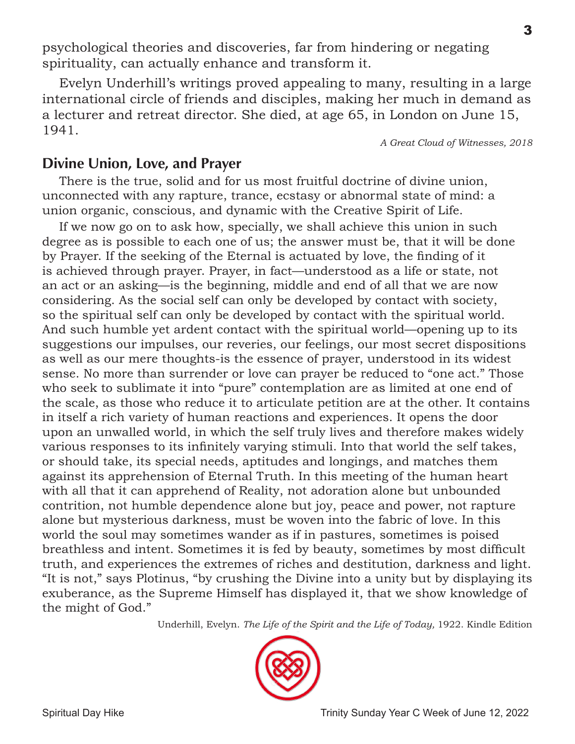psychological theories and discoveries, far from hindering or negating spirituality, can actually enhance and transform it.

Evelyn Underhill's writings proved appealing to many, resulting in a large international circle of friends and disciples, making her much in demand as a lecturer and retreat director. She died, at age 65, in London on June 15, 1941.

*A Great Cloud of Witnesses, 2018*

## Divine Union, Love, and Prayer

There is the true, solid and for us most fruitful doctrine of divine union, unconnected with any rapture, trance, ecstasy or abnormal state of mind: a union organic, conscious, and dynamic with the Creative Spirit of Life.

If we now go on to ask how, specially, we shall achieve this union in such degree as is possible to each one of us; the answer must be, that it will be done by Prayer. If the seeking of the Eternal is actuated by love, the finding of it is achieved through prayer. Prayer, in fact—understood as a life or state, not an act or an asking—is the beginning, middle and end of all that we are now considering. As the social self can only be developed by contact with society, so the spiritual self can only be developed by contact with the spiritual world. And such humble yet ardent contact with the spiritual world—opening up to its suggestions our impulses, our reveries, our feelings, our most secret dispositions as well as our mere thoughts-is the essence of prayer, understood in its widest sense. No more than surrender or love can prayer be reduced to "one act." Those who seek to sublimate it into "pure" contemplation are as limited at one end of the scale, as those who reduce it to articulate petition are at the other. It contains in itself a rich variety of human reactions and experiences. It opens the door upon an unwalled world, in which the self truly lives and therefore makes widely various responses to its infinitely varying stimuli. Into that world the self takes, or should take, its special needs, aptitudes and longings, and matches them against its apprehension of Eternal Truth. In this meeting of the human heart with all that it can apprehend of Reality, not adoration alone but unbounded contrition, not humble dependence alone but joy, peace and power, not rapture alone but mysterious darkness, must be woven into the fabric of love. In this world the soul may sometimes wander as if in pastures, sometimes is poised breathless and intent. Sometimes it is fed by beauty, sometimes by most difficult truth, and experiences the extremes of riches and destitution, darkness and light. "It is not," says Plotinus, "by crushing the Divine into a unity but by displaying its exuberance, as the Supreme Himself has displayed it, that we show knowledge of the might of God."

Underhill, Evelyn. *The Life of the Spirit and the Life of Today,* 1922. Kindle Edition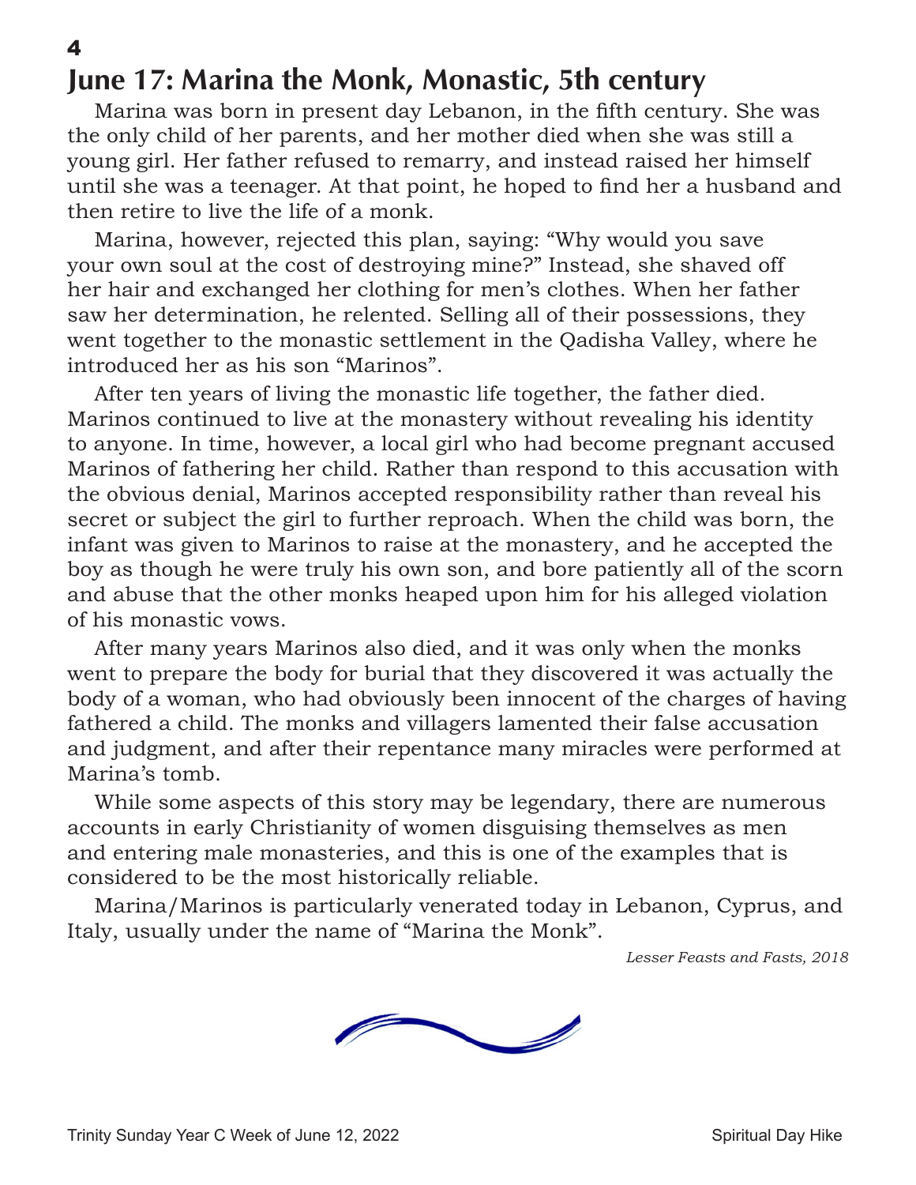**4**

## June 17: Marina the Monk, Monastic, 5th century

Marina was born in present day Lebanon, in the fifth century. She was the only child of her parents, and her mother died when she was still a young girl. Her father refused to remarry, and instead raised her himself until she was a teenager. At that point, he hoped to find her a husband and then retire to live the life of a monk.

Marina, however, rejected this plan, saying: "Why would you save your own soul at the cost of destroying mine?" Instead, she shaved off her hair and exchanged her clothing for men's clothes. When her father saw her determination, he relented. Selling all of their possessions, they went together to the monastic settlement in the Qadisha Valley, where he introduced her as his son "Marinos".

After ten years of living the monastic life together, the father died. Marinos continued to live at the monastery without revealing his identity to anyone. In time, however, a local girl who had become pregnant accused Marinos of fathering her child. Rather than respond to this accusation with the obvious denial, Marinos accepted responsibility rather than reveal his secret or subject the girl to further reproach. When the child was born, the infant was given to Marinos to raise at the monastery, and he accepted the boy as though he were truly his own son, and bore patiently all of the scorn and abuse that the other monks heaped upon him for his alleged violation of his monastic vows.

After many years Marinos also died, and it was only when the monks went to prepare the body for burial that they discovered it was actually the body of a woman, who had obviously been innocent of the charges of having fathered a child. The monks and villagers lamented their false accusation and judgment, and after their repentance many miracles were performed at Marina's tomb.

While some aspects of this story may be legendary, there are numerous accounts in early Christianity of women disguising themselves as men and entering male monasteries, and this is one of the examples that is considered to be the most historically reliable.

Marina/Marinos is particularly venerated today in Lebanon, Cyprus, and Italy, usually under the name of "Marina the Monk".

*Lesser Feasts and Fasts, 2018*